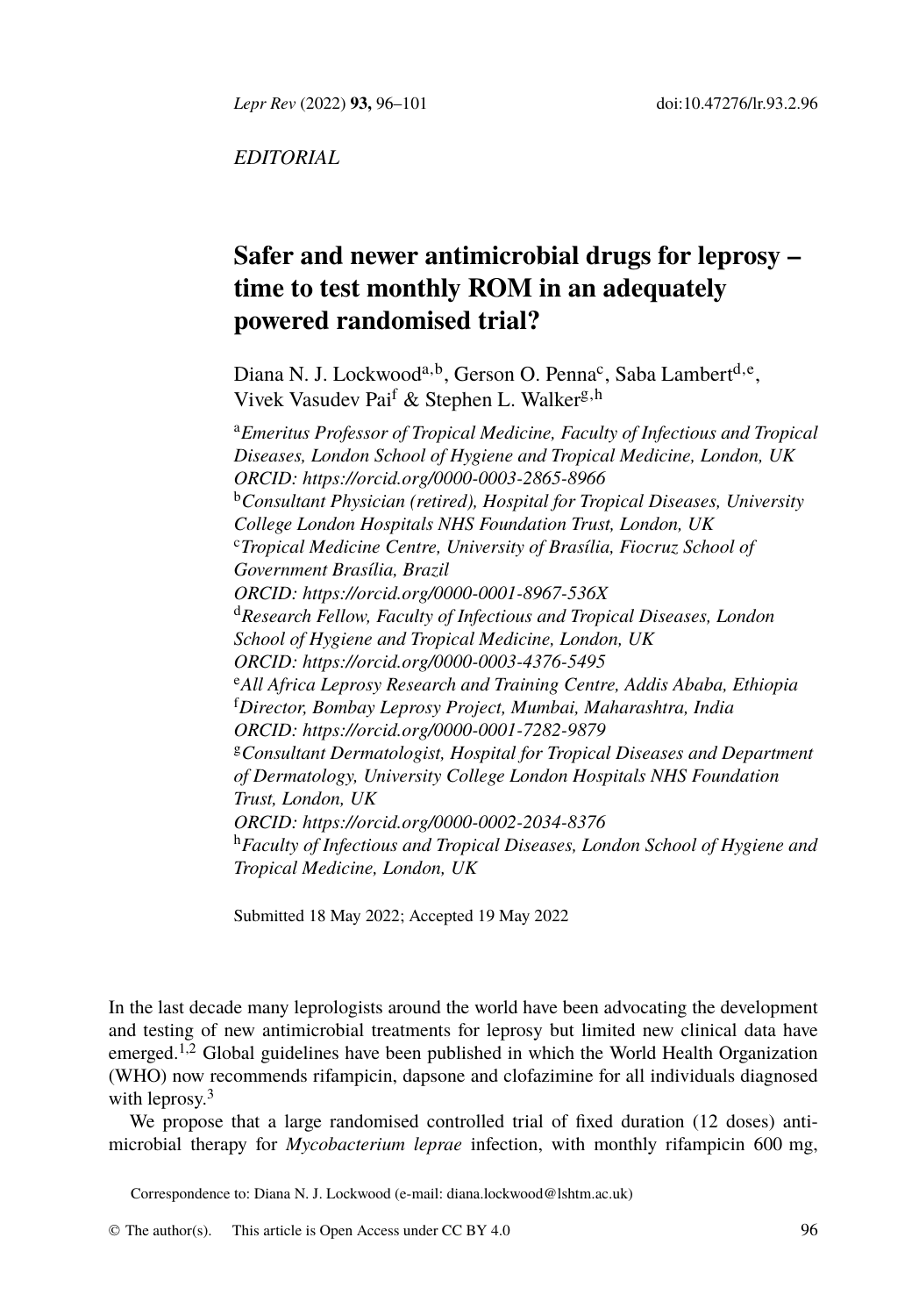*EDITORIAL*

# Safer and newer antimicrobial drugs for leprosy – time to test monthly ROM in an adequately powered randomised trial?

Diana N. J. Lockwood[a,b], Gerson O. Penna[c], Saba Lambert[d,e], Vivek Vasudev Pai[f] & Stephen L. Walker[g,h]

[a]*Emeritus Professor of Tropical Medicine, Faculty of Infectious and Tropical Diseases, London School of Hygiene and Tropical Medicine, London, UK ORCID: https://orcid.org/0000-0003-2865-8966*
[b]*Consultant Physician (retired), Hospital for Tropical Diseases, University College London Hospitals NHS Foundation Trust, London, UK*
[c]*Tropical Medicine Centre, University of Brasília, Fiocruz School of Government Brasília, Brazil ORCID: https://orcid.org/0000-0001-8967-536X*
[d]*Research Fellow, Faculty of Infectious and Tropical Diseases, London School of Hygiene and Tropical Medicine, London, UK ORCID: https://orcid.org/0000-0003-4376-5495*
[e]*All Africa Leprosy Research and Training Centre, Addis Ababa, Ethiopia*
[f]*Director, Bombay Leprosy Project, Mumbai, Maharashtra, India ORCID: https://orcid.org/0000-0001-7282-9879*
[g]*Consultant Dermatologist, Hospital for Tropical Diseases and Department of Dermatology, University College London Hospitals NHS Foundation Trust, London, UK ORCID: https://orcid.org/0000-0002-2034-8376*
[h]*Faculty of Infectious and Tropical Diseases, London School of Hygiene and Tropical Medicine, London, UK*

Submitted 18 May 2022; Accepted 19 May 2022

In the last decade many leprologists around the world have been advocating the development and testing of new antimicrobial treatments for leprosy but limited new clinical data have emerged.[1,2] Global guidelines have been published in which the World Health Organization (WHO) now recommends rifampicin, dapsone and clofazimine for all individuals diagnosed with leprosy.[3]

We propose that a large randomised controlled trial of fixed duration (12 doses) antimicrobial therapy for *Mycobacterium leprae* infection, with monthly rifampicin 600 mg,

Correspondence to: Diana N. J. Lockwood (e-mail: diana.lockwood@lshtm.ac.uk)

© The author(s). This article is Open Access under CC BY 4.0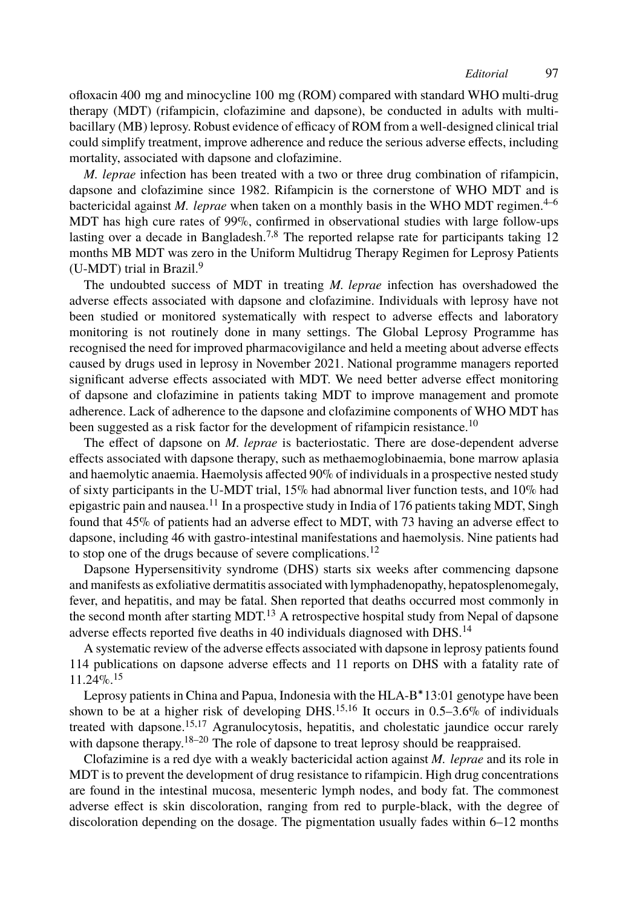ofloxacin 400 mg and minocycline 100 mg (ROM) compared with standard WHO multi-drug therapy (MDT) (rifampicin, clofazimine and dapsone), be conducted in adults with multi-bacillary (MB) leprosy. Robust evidence of efficacy of ROM from a well-designed clinical trial could simplify treatment, improve adherence and reduce the serious adverse effects, including mortality, associated with dapsone and clofazimine.

*M. leprae* infection has been treated with a two or three drug combination of rifampicin, dapsone and clofazimine since 1982. Rifampicin is the cornerstone of WHO MDT and is bactericidal against *M. leprae* when taken on a monthly basis in the WHO MDT regimen.[4–6] MDT has high cure rates of 99%, confirmed in observational studies with large follow-ups lasting over a decade in Bangladesh.[7,8] The reported relapse rate for participants taking 12 months MB MDT was zero in the Uniform Multidrug Therapy Regimen for Leprosy Patients (U-MDT) trial in Brazil.[9]

The undoubted success of MDT in treating *M. leprae* infection has overshadowed the adverse effects associated with dapsone and clofazimine. Individuals with leprosy have not been studied or monitored systematically with respect to adverse effects and laboratory monitoring is not routinely done in many settings. The Global Leprosy Programme has recognised the need for improved pharmacovigilance and held a meeting about adverse effects caused by drugs used in leprosy in November 2021. National programme managers reported significant adverse effects associated with MDT. We need better adverse effect monitoring of dapsone and clofazimine in patients taking MDT to improve management and promote adherence. Lack of adherence to the dapsone and clofazimine components of WHO MDT has been suggested as a risk factor for the development of rifampicin resistance.[10]

The effect of dapsone on *M. leprae* is bacteriostatic. There are dose-dependent adverse effects associated with dapsone therapy, such as methaemoglobinaemia, bone marrow aplasia and haemolytic anaemia. Haemolysis affected 90% of individuals in a prospective nested study of sixty participants in the U-MDT trial, 15% had abnormal liver function tests, and 10% had epigastric pain and nausea.[11] In a prospective study in India of 176 patients taking MDT, Singh found that 45% of patients had an adverse effect to MDT, with 73 having an adverse effect to dapsone, including 46 with gastro-intestinal manifestations and haemolysis. Nine patients had to stop one of the drugs because of severe complications.[12]

Dapsone Hypersensitivity syndrome (DHS) starts six weeks after commencing dapsone and manifests as exfoliative dermatitis associated with lymphadenopathy, hepatosplenomegaly, fever, and hepatitis, and may be fatal. Shen reported that deaths occurred most commonly in the second month after starting MDT.[13] A retrospective hospital study from Nepal of dapsone adverse effects reported five deaths in 40 individuals diagnosed with DHS.[14]

A systematic review of the adverse effects associated with dapsone in leprosy patients found 114 publications on dapsone adverse effects and 11 reports on DHS with a fatality rate of 11.24%.[15]

Leprosy patients in China and Papua, Indonesia with the HLA-B*13:01 genotype have been shown to be at a higher risk of developing DHS.[15,16] It occurs in 0.5–3.6% of individuals treated with dapsone.[15,17] Agranulocytosis, hepatitis, and cholestatic jaundice occur rarely with dapsone therapy.[18–20] The role of dapsone to treat leprosy should be reappraised.

Clofazimine is a red dye with a weakly bactericidal action against *M. leprae* and its role in MDT is to prevent the development of drug resistance to rifampicin. High drug concentrations are found in the intestinal mucosa, mesenteric lymph nodes, and body fat. The commonest adverse effect is skin discoloration, ranging from red to purple-black, with the degree of discoloration depending on the dosage. The pigmentation usually fades within 6–12 months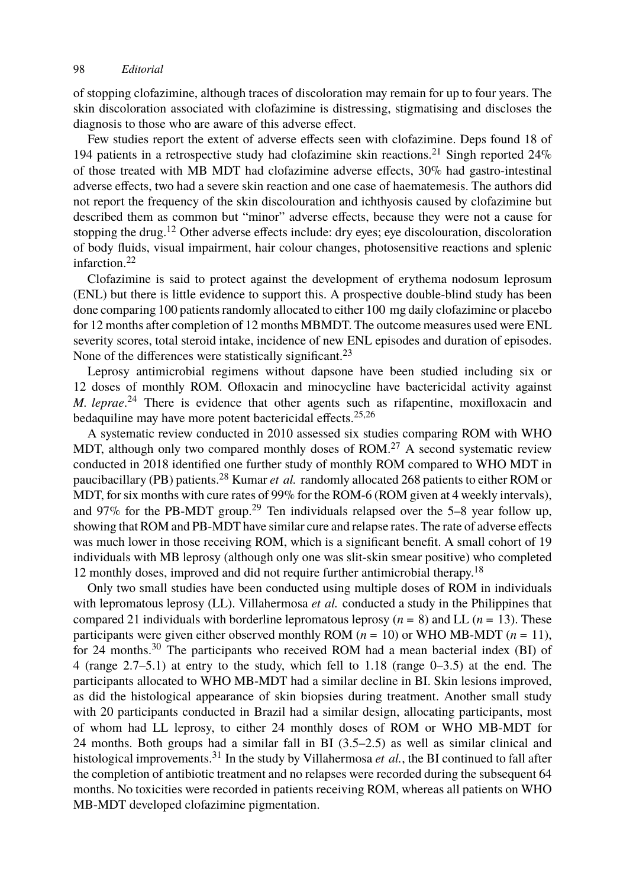of stopping clofazimine, although traces of discoloration may remain for up to four years. The skin discoloration associated with clofazimine is distressing, stigmatising and discloses the diagnosis to those who are aware of this adverse effect.

Few studies report the extent of adverse effects seen with clofazimine. Deps found 18 of 194 patients in a retrospective study had clofazimine skin reactions.[21] Singh reported 24% of those treated with MB MDT had clofazimine adverse effects, 30% had gastro-intestinal adverse effects, two had a severe skin reaction and one case of haematemesis. The authors did not report the frequency of the skin discolouration and ichthyosis caused by clofazimine but described them as common but "minor" adverse effects, because they were not a cause for stopping the drug.[12] Other adverse effects include: dry eyes; eye discolouration, discoloration of body fluids, visual impairment, hair colour changes, photosensitive reactions and splenic infarction.[22]

Clofazimine is said to protect against the development of erythema nodosum leprosum (ENL) but there is little evidence to support this. A prospective double-blind study has been done comparing 100 patients randomly allocated to either 100 mg daily clofazimine or placebo for 12 months after completion of 12 months MBMDT. The outcome measures used were ENL severity scores, total steroid intake, incidence of new ENL episodes and duration of episodes. None of the differences were statistically significant.[23]

Leprosy antimicrobial regimens without dapsone have been studied including six or 12 doses of monthly ROM. Ofloxacin and minocycline have bactericidal activity against *M. leprae*.[24] There is evidence that other agents such as rifapentine, moxifloxacin and bedaquiline may have more potent bactericidal effects.[25,26]

A systematic review conducted in 2010 assessed six studies comparing ROM with WHO MDT, although only two compared monthly doses of ROM.[27] A second systematic review conducted in 2018 identified one further study of monthly ROM compared to WHO MDT in paucibacillary (PB) patients.[28] Kumar *et al.* randomly allocated 268 patients to either ROM or MDT, for six months with cure rates of 99% for the ROM-6 (ROM given at 4 weekly intervals), and 97% for the PB-MDT group.[29] Ten individuals relapsed over the 5–8 year follow up, showing that ROM and PB-MDT have similar cure and relapse rates. The rate of adverse effects was much lower in those receiving ROM, which is a significant benefit. A small cohort of 19 individuals with MB leprosy (although only one was slit-skin smear positive) who completed 12 monthly doses, improved and did not require further antimicrobial therapy.[18]

Only two small studies have been conducted using multiple doses of ROM in individuals with lepromatous leprosy (LL). Villahermosa *et al.* conducted a study in the Philippines that compared 21 individuals with borderline lepromatous leprosy ($n$ = 8) and LL ($n$ = 13). These participants were given either observed monthly ROM ($n$ = 10) or WHO MB-MDT ($n$ = 11), for 24 months.[30] The participants who received ROM had a mean bacterial index (BI) of 4 (range 2.7–5.1) at entry to the study, which fell to 1.18 (range 0–3.5) at the end. The participants allocated to WHO MB-MDT had a similar decline in BI. Skin lesions improved, as did the histological appearance of skin biopsies during treatment. Another small study with 20 participants conducted in Brazil had a similar design, allocating participants, most of whom had LL leprosy, to either 24 monthly doses of ROM or WHO MB-MDT for 24 months. Both groups had a similar fall in BI (3.5–2.5) as well as similar clinical and histological improvements.[31] In the study by Villahermosa *et al.*, the BI continued to fall after the completion of antibiotic treatment and no relapses were recorded during the subsequent 64 months. No toxicities were recorded in patients receiving ROM, whereas all patients on WHO MB-MDT developed clofazimine pigmentation.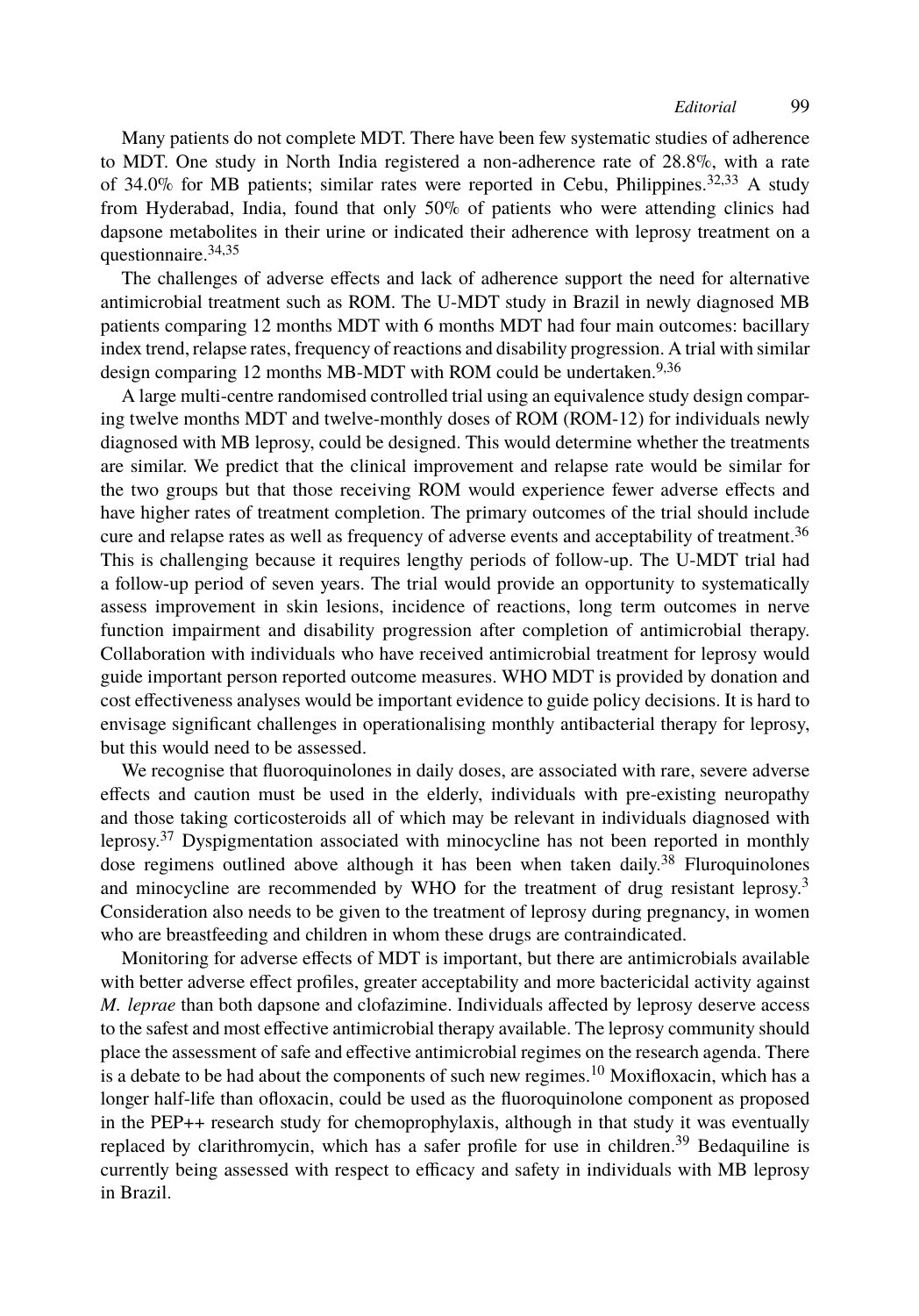Many patients do not complete MDT. There have been few systematic studies of adherence to MDT. One study in North India registered a non-adherence rate of 28.8%, with a rate of 34.0% for MB patients; similar rates were reported in Cebu, Philippines.[32,33] A study from Hyderabad, India, found that only 50% of patients who were attending clinics had dapsone metabolites in their urine or indicated their adherence with leprosy treatment on a questionnaire.[34,35]

The challenges of adverse effects and lack of adherence support the need for alternative antimicrobial treatment such as ROM. The U-MDT study in Brazil in newly diagnosed MB patients comparing 12 months MDT with 6 months MDT had four main outcomes: bacillary index trend, relapse rates, frequency of reactions and disability progression. A trial with similar design comparing 12 months MB-MDT with ROM could be undertaken.[9,36]

A large multi-centre randomised controlled trial using an equivalence study design comparing twelve months MDT and twelve-monthly doses of ROM (ROM-12) for individuals newly diagnosed with MB leprosy, could be designed. This would determine whether the treatments are similar. We predict that the clinical improvement and relapse rate would be similar for the two groups but that those receiving ROM would experience fewer adverse effects and have higher rates of treatment completion. The primary outcomes of the trial should include cure and relapse rates as well as frequency of adverse events and acceptability of treatment.[36] This is challenging because it requires lengthy periods of follow-up. The U-MDT trial had a follow-up period of seven years. The trial would provide an opportunity to systematically assess improvement in skin lesions, incidence of reactions, long term outcomes in nerve function impairment and disability progression after completion of antimicrobial therapy. Collaboration with individuals who have received antimicrobial treatment for leprosy would guide important person reported outcome measures. WHO MDT is provided by donation and cost effectiveness analyses would be important evidence to guide policy decisions. It is hard to envisage significant challenges in operationalising monthly antibacterial therapy for leprosy, but this would need to be assessed.

We recognise that fluoroquinolones in daily doses, are associated with rare, severe adverse effects and caution must be used in the elderly, individuals with pre-existing neuropathy and those taking corticosteroids all of which may be relevant in individuals diagnosed with leprosy.[37] Dyspigmentation associated with minocycline has not been reported in monthly dose regimens outlined above although it has been when taken daily.[38] Fluroquinolones and minocycline are recommended by WHO for the treatment of drug resistant leprosy.[3] Consideration also needs to be given to the treatment of leprosy during pregnancy, in women who are breastfeeding and children in whom these drugs are contraindicated.

Monitoring for adverse effects of MDT is important, but there are antimicrobials available with better adverse effect profiles, greater acceptability and more bactericidal activity against *M. leprae* than both dapsone and clofazimine. Individuals affected by leprosy deserve access to the safest and most effective antimicrobial therapy available. The leprosy community should place the assessment of safe and effective antimicrobial regimes on the research agenda. There is a debate to be had about the components of such new regimes.[10] Moxifloxacin, which has a longer half-life than ofloxacin, could be used as the fluoroquinolone component as proposed in the PEP++ research study for chemoprophylaxis, although in that study it was eventually replaced by clarithromycin, which has a safer profile for use in children.[39] Bedaquiline is currently being assessed with respect to efficacy and safety in individuals with MB leprosy in Brazil.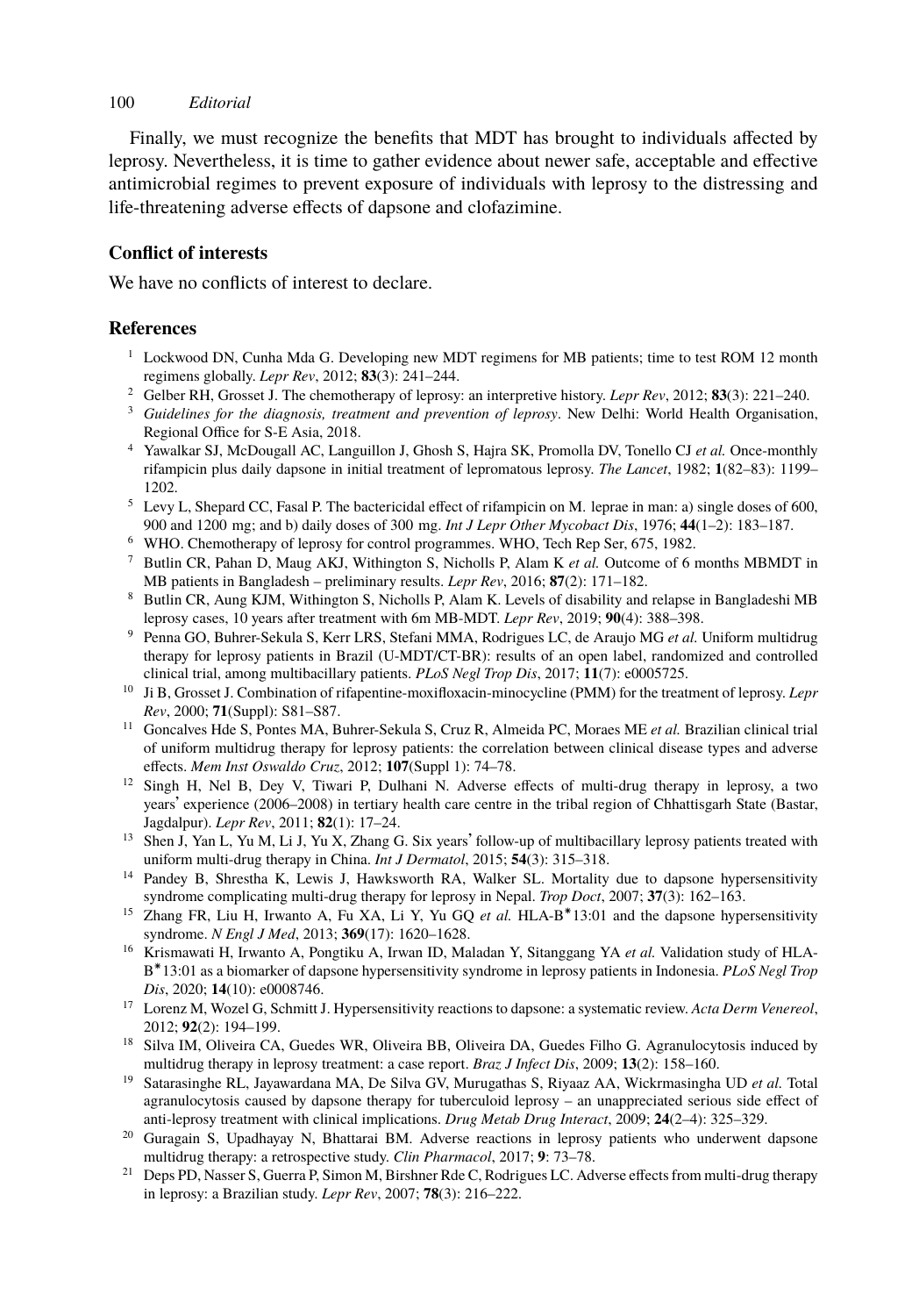Finally, we must recognize the benefits that MDT has brought to individuals affected by leprosy. Nevertheless, it is time to gather evidence about newer safe, acceptable and effective antimicrobial regimes to prevent exposure of individuals with leprosy to the distressing and life-threatening adverse effects of dapsone and clofazimine.

### Conflict of interests

We have no conflicts of interest to declare.

### References

1. Lockwood DN, Cunha Mda G. Developing new MDT regimens for MB patients; time to test ROM 12 month regimens globally. *Lepr Rev*, 2012; **83**(3): 241–244.
2. Gelber RH, Grosset J. The chemotherapy of leprosy: an interpretive history. *Lepr Rev*, 2012; **83**(3): 221–240.
3. *Guidelines for the diagnosis, treatment and prevention of leprosy*. New Delhi: World Health Organisation, Regional Office for S-E Asia, 2018.
4. Yawalkar SJ, McDougall AC, Languillon J, Ghosh S, Hajra SK, Promolla DV, Tonello CJ *et al.* Once-monthly rifampicin plus daily dapsone in initial treatment of lepromatous leprosy. *The Lancet*, 1982; **1**(82–83): 1199–1202.
5. Levy L, Shepard CC, Fasal P. The bactericidal effect of rifampicin on M. leprae in man: a) single doses of 600, 900 and 1200 mg; and b) daily doses of 300 mg. *Int J Lepr Other Mycobact Dis*, 1976; **44**(1–2): 183–187.
6. WHO. Chemotherapy of leprosy for control programmes. WHO, Tech Rep Ser, 675, 1982.
7. Butlin CR, Pahan D, Maug AKJ, Withington S, Nicholls P, Alam K *et al.* Outcome of 6 months MBMDT in MB patients in Bangladesh – preliminary results. *Lepr Rev*, 2016; **87**(2): 171–182.
8. Butlin CR, Aung KJM, Withington S, Nicholls P, Alam K. Levels of disability and relapse in Bangladeshi MB leprosy cases, 10 years after treatment with 6m MB-MDT. *Lepr Rev*, 2019; **90**(4): 388–398.
9. Penna GO, Buhrer-Sekula S, Kerr LRS, Stefani MMA, Rodrigues LC, de Araujo MG *et al.* Uniform multidrug therapy for leprosy patients in Brazil (U-MDT/CT-BR): results of an open label, randomized and controlled clinical trial, among multibacillary patients. *PLoS Negl Trop Dis*, 2017; **11**(7): e0005725.
10. Ji B, Grosset J. Combination of rifapentine-moxifloxacin-minocycline (PMM) for the treatment of leprosy. *Lepr Rev*, 2000; **71**(Suppl): S81–S87.
11. Goncalves Hde S, Pontes MA, Buhrer-Sekula S, Cruz R, Almeida PC, Moraes ME *et al.* Brazilian clinical trial of uniform multidrug therapy for leprosy patients: the correlation between clinical disease types and adverse effects. *Mem Inst Oswaldo Cruz*, 2012; **107**(Suppl 1): 74–78.
12. Singh H, Nel B, Dey V, Tiwari P, Dulhani N. Adverse effects of multi-drug therapy in leprosy, a two years' experience (2006–2008) in tertiary health care centre in the tribal region of Chhattisgarh State (Bastar, Jagdalpur). *Lepr Rev*, 2011; **82**(1): 17–24.
13. Shen J, Yan L, Yu M, Li J, Yu X, Zhang G. Six years' follow-up of multibacillary leprosy patients treated with uniform multi-drug therapy in China. *Int J Dermatol*, 2015; **54**(3): 315–318.
14. Pandey B, Shrestha K, Lewis J, Hawksworth RA, Walker SL. Mortality due to dapsone hypersensitivity syndrome complicating multi-drug therapy for leprosy in Nepal. *Trop Doct*, 2007; **37**(3): 162–163.
15. Zhang FR, Liu H, Irwanto A, Fu XA, Li Y, Yu GQ *et al.* HLA-B*13:01 and the dapsone hypersensitivity syndrome. *N Engl J Med*, 2013; **369**(17): 1620–1628.
16. Krismawati H, Irwanto A, Pongtiku A, Irwan ID, Maladan Y, Sitanggang YA *et al.* Validation study of HLA-B*13:01 as a biomarker of dapsone hypersensitivity syndrome in leprosy patients in Indonesia. *PLoS Negl Trop Dis*, 2020; **14**(10): e0008746.
17. Lorenz M, Wozel G, Schmitt J. Hypersensitivity reactions to dapsone: a systematic review. *Acta Derm Venereol*, 2012; **92**(2): 194–199.
18. Silva IM, Oliveira CA, Guedes WR, Oliveira BB, Oliveira DA, Guedes Filho G. Agranulocytosis induced by multidrug therapy in leprosy treatment: a case report. *Braz J Infect Dis*, 2009; **13**(2): 158–160.
19. Satarasinghe RL, Jayawardana MA, De Silva GV, Murugathas S, Riyaaz AA, Wickrmasingha UD *et al.* Total agranulocytosis caused by dapsone therapy for tuberculoid leprosy – an unappreciated serious side effect of anti-leprosy treatment with clinical implications. *Drug Metab Drug Interact*, 2009; **24**(2–4): 325–329.
20. Guragain S, Upadhayay N, Bhattarai BM. Adverse reactions in leprosy patients who underwent dapsone multidrug therapy: a retrospective study. *Clin Pharmacol*, 2017; **9**: 73–78.
21. Deps PD, Nasser S, Guerra P, Simon M, Birshner Rde C, Rodrigues LC. Adverse effects from multi-drug therapy in leprosy: a Brazilian study. *Lepr Rev*, 2007; **78**(3): 216–222.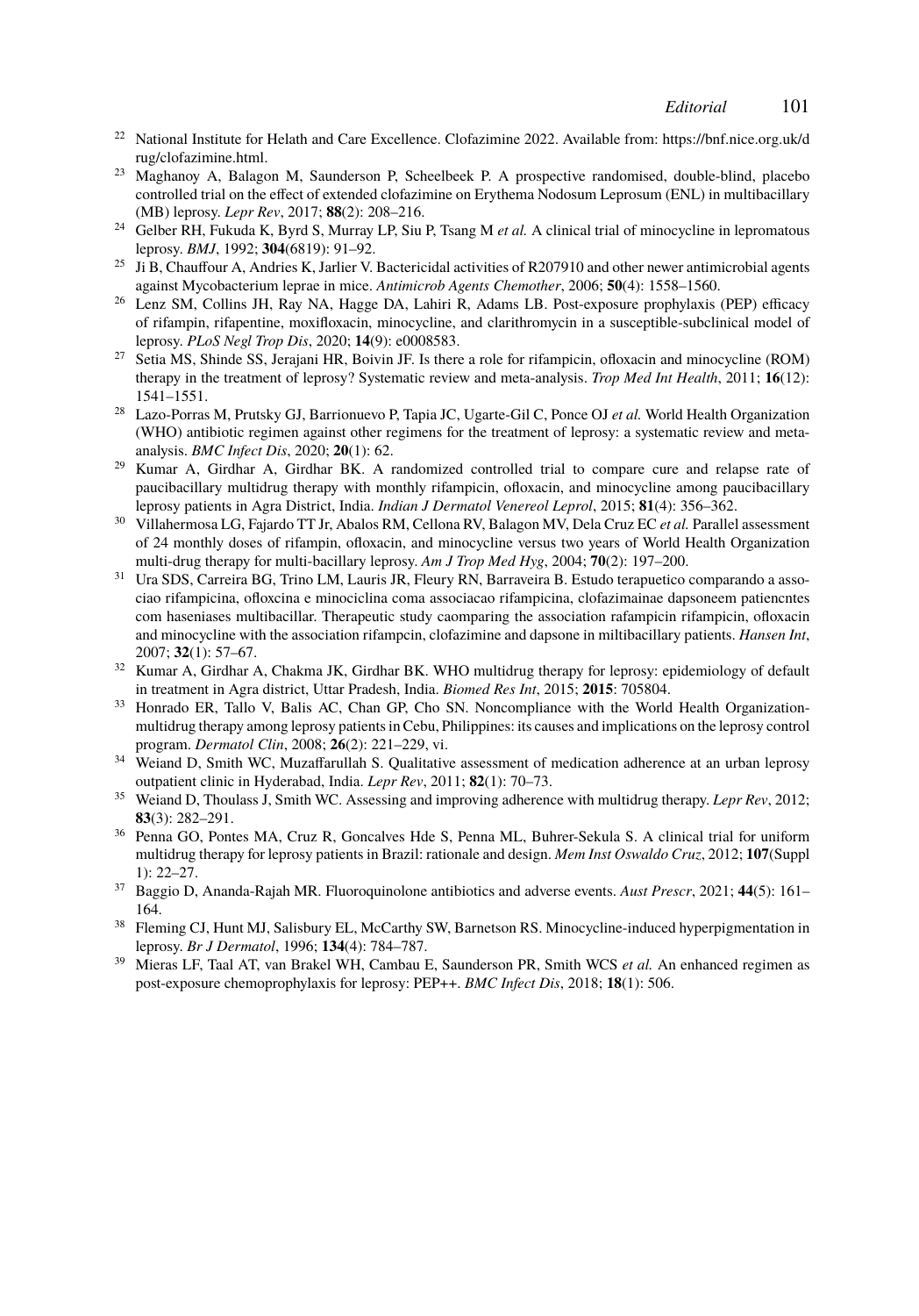22. National Institute for Helath and Care Excellence. Clofazimine 2022. Available from: https://bnf.nice.org.uk/drug/clofazimine.html.
23. Maghanoy A, Balagon M, Saunderson P, Scheelbeek P. A prospective randomised, double-blind, placebo controlled trial on the effect of extended clofazimine on Erythema Nodosum Leprosum (ENL) in multibacillary (MB) leprosy. *Lepr Rev*, 2017; **88**(2): 208–216.
24. Gelber RH, Fukuda K, Byrd S, Murray LP, Siu P, Tsang M *et al.* A clinical trial of minocycline in lepromatous leprosy. *BMJ*, 1992; **304**(6819): 91–92.
25. Ji B, Chauffour A, Andries K, Jarlier V. Bactericidal activities of R207910 and other newer antimicrobial agents against Mycobacterium leprae in mice. *Antimicrob Agents Chemother*, 2006; **50**(4): 1558–1560.
26. Lenz SM, Collins JH, Ray NA, Hagge DA, Lahiri R, Adams LB. Post-exposure prophylaxis (PEP) efficacy of rifampin, rifapentine, moxifloxacin, minocycline, and clarithromycin in a susceptible-subclinical model of leprosy. *PLoS Negl Trop Dis*, 2020; **14**(9): e0008583.
27. Setia MS, Shinde SS, Jerajani HR, Boivin JF. Is there a role for rifampicin, ofloxacin and minocycline (ROM) therapy in the treatment of leprosy? Systematic review and meta-analysis. *Trop Med Int Health*, 2011; **16**(12): 1541–1551.
28. Lazo-Porras M, Prutsky GJ, Barrionuevo P, Tapia JC, Ugarte-Gil C, Ponce OJ *et al.* World Health Organization (WHO) antibiotic regimen against other regimens for the treatment of leprosy: a systematic review and meta-analysis. *BMC Infect Dis*, 2020; **20**(1): 62.
29. Kumar A, Girdhar A, Girdhar BK. A randomized controlled trial to compare cure and relapse rate of paucibacillary multidrug therapy with monthly rifampicin, ofloxacin, and minocycline among paucibacillary leprosy patients in Agra District, India. *Indian J Dermatol Venereol Leprol*, 2015; **81**(4): 356–362.
30. Villahermosa LG, Fajardo TT Jr, Abalos RM, Cellona RV, Balagon MV, Dela Cruz EC *et al.* Parallel assessment of 24 monthly doses of rifampin, ofloxacin, and minocycline versus two years of World Health Organization multi-drug therapy for multi-bacillary leprosy. *Am J Trop Med Hyg*, 2004; **70**(2): 197–200.
31. Ura SDS, Carreira BG, Trino LM, Lauris JR, Fleury RN, Barraveira B. Estudo terapeutico comparando a associao rifampicina, ofloxcina e minociclina coma associacao rifampicina, clofazimainae dapsoneem patiencntes com haseniases multibacillar. Therapeutic study caomparing the association rafampicin rifampicin, ofloxacin and minocycline with the association rifampcin, clofazimine and dapsone in miltibacillary patients. *Hansen Int*, 2007; **32**(1): 57–67.
32. Kumar A, Girdhar A, Chakma JK, Girdhar BK. WHO multidrug therapy for leprosy: epidemiology of default in treatment in Agra district, Uttar Pradesh, India. *Biomed Res Int*, 2015; **2015**: 705804.
33. Honrado ER, Tallo V, Balis AC, Chan GP, Cho SN. Noncompliance with the World Health Organization-multidrug therapy among leprosy patients in Cebu, Philippines: its causes and implications on the leprosy control program. *Dermatol Clin*, 2008; **26**(2): 221–229, vi.
34. Weiand D, Smith WC, Muzaffarullah S. Qualitative assessment of medication adherence at an urban leprosy outpatient clinic in Hyderabad, India. *Lepr Rev*, 2011; **82**(1): 70–73.
35. Weiand D, Thoulass J, Smith WC. Assessing and improving adherence with multidrug therapy. *Lepr Rev*, 2012; **83**(3): 282–291.
36. Penna GO, Pontes MA, Cruz R, Goncalves Hde S, Penna ML, Buhrer-Sekula S. A clinical trial for uniform multidrug therapy for leprosy patients in Brazil: rationale and design. *Mem Inst Oswaldo Cruz*, 2012; **107**(Suppl 1): 22–27.
37. Baggio D, Ananda-Rajah MR. Fluoroquinolone antibiotics and adverse events. *Aust Prescr*, 2021; **44**(5): 161–164.
38. Fleming CJ, Hunt MJ, Salisbury EL, McCarthy SW, Barnetson RS. Minocycline-induced hyperpigmentation in leprosy. *Br J Dermatol*, 1996; **134**(4): 784–787.
39. Mieras LF, Taal AT, van Brakel WH, Cambau E, Saunderson PR, Smith WCS *et al.* An enhanced regimen as post-exposure chemoprophylaxis for leprosy: PEP++. *BMC Infect Dis*, 2018; **18**(1): 506.